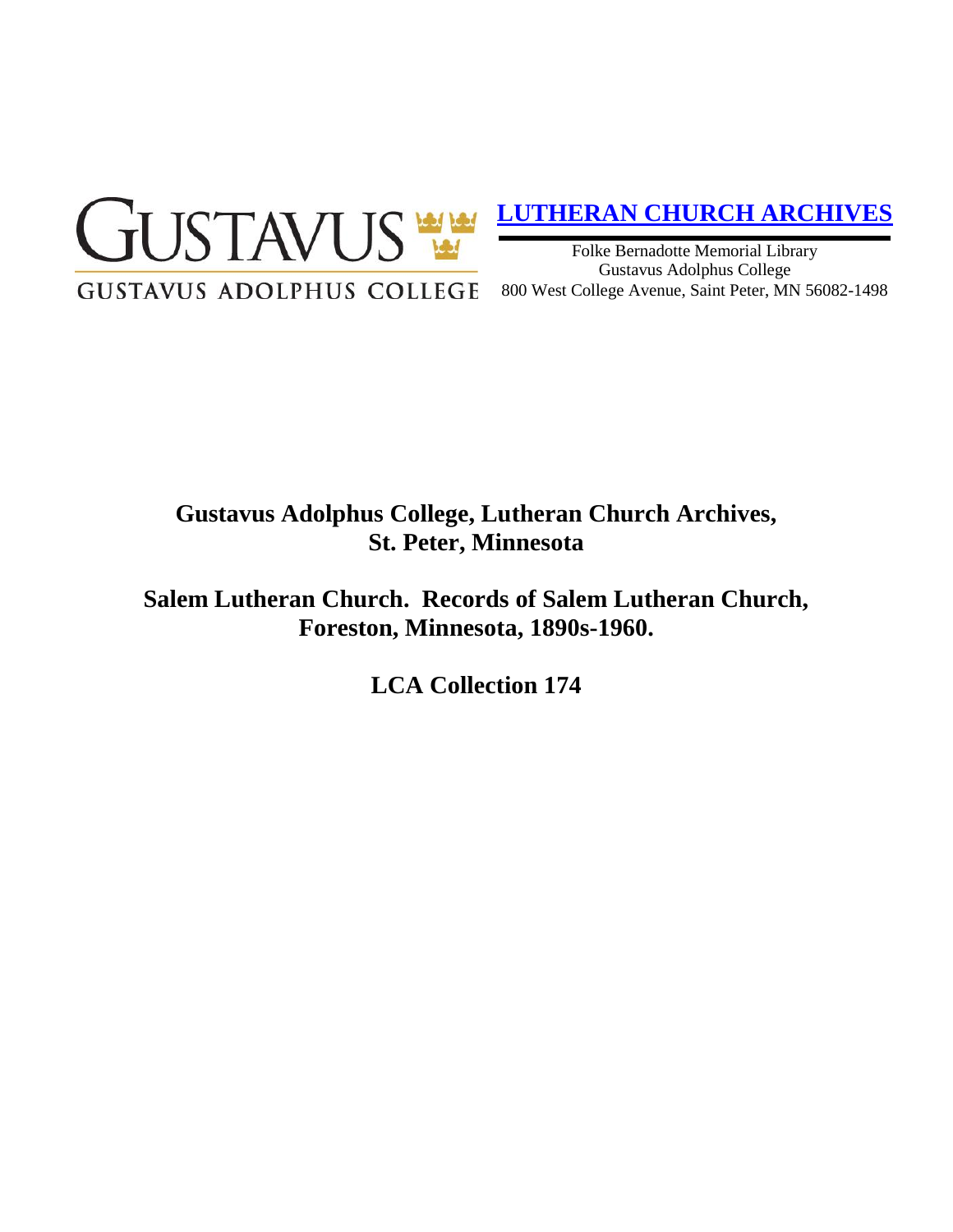GUSTAVUS

GUSTAVUS ADOLPHUS COLLEGE

**LUTHERAN CHURCH ARCHIVES**

Folke Bernadotte Memorial Library
Gustavus Adolphus College
800 West College Avenue, Saint Peter, MN 56082-1498

# Gustavus Adolphus College, Lutheran Church Archives, St. Peter, Minnesota

# Salem Lutheran Church. Records of Salem Lutheran Church, Foreston, Minnesota, 1890s-1960.

# LCA Collection 174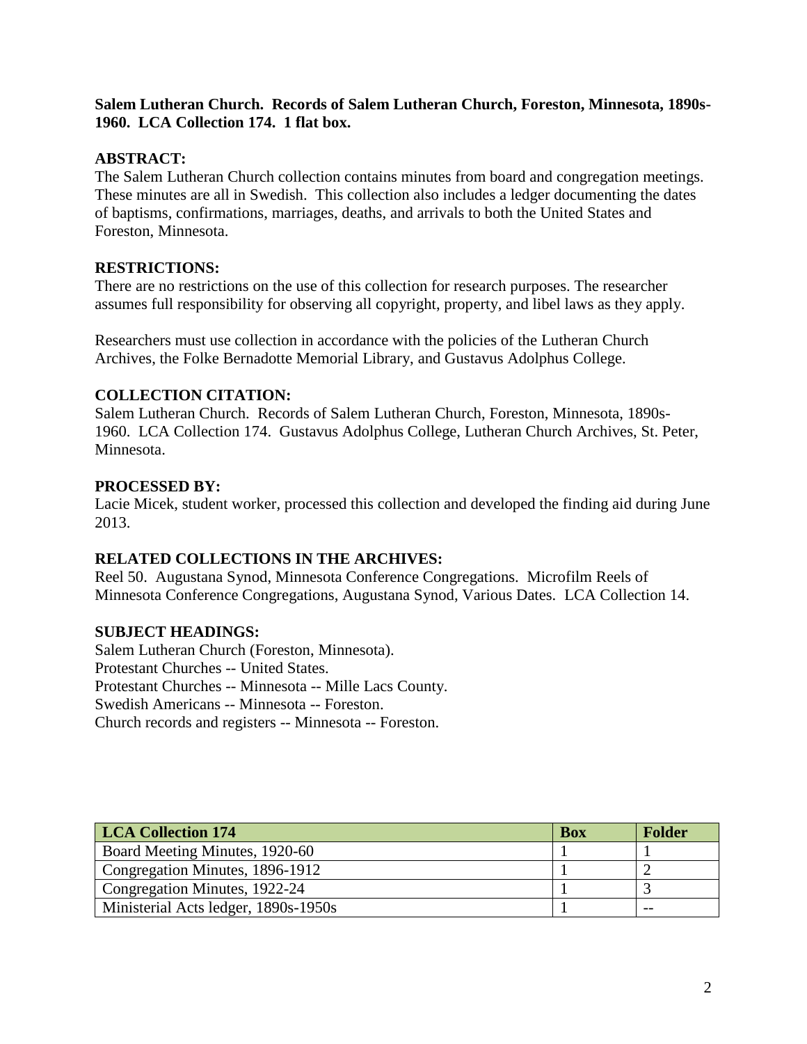**Salem Lutheran Church. Records of Salem Lutheran Church, Foreston, Minnesota, 1890s-1960. LCA Collection 174. 1 flat box.**

## ABSTRACT:

The Salem Lutheran Church collection contains minutes from board and congregation meetings. These minutes are all in Swedish. This collection also includes a ledger documenting the dates of baptisms, confirmations, marriages, deaths, and arrivals to both the United States and Foreston, Minnesota.

## RESTRICTIONS:

There are no restrictions on the use of this collection for research purposes. The researcher assumes full responsibility for observing all copyright, property, and libel laws as they apply.

Researchers must use collection in accordance with the policies of the Lutheran Church Archives, the Folke Bernadotte Memorial Library, and Gustavus Adolphus College.

## COLLECTION CITATION:

Salem Lutheran Church. Records of Salem Lutheran Church, Foreston, Minnesota, 1890s-1960. LCA Collection 174. Gustavus Adolphus College, Lutheran Church Archives, St. Peter, Minnesota.

## PROCESSED BY:

Lacie Micek, student worker, processed this collection and developed the finding aid during June 2013.

## RELATED COLLECTIONS IN THE ARCHIVES:

Reel 50. Augustana Synod, Minnesota Conference Congregations. Microfilm Reels of Minnesota Conference Congregations, Augustana Synod, Various Dates. LCA Collection 14.

## SUBJECT HEADINGS:

Salem Lutheran Church (Foreston, Minnesota).
Protestant Churches -- United States.
Protestant Churches -- Minnesota -- Mille Lacs County.
Swedish Americans -- Minnesota -- Foreston.
Church records and registers -- Minnesota -- Foreston.

| LCA Collection 174 | Box | Folder |
|---|---|---|
| Board Meeting Minutes, 1920-60 | 1 | 1 |
| Congregation Minutes, 1896-1912 | 1 | 2 |
| Congregation Minutes, 1922-24 | 1 | 3 |
| Ministerial Acts ledger, 1890s-1950s | 1 | -- |